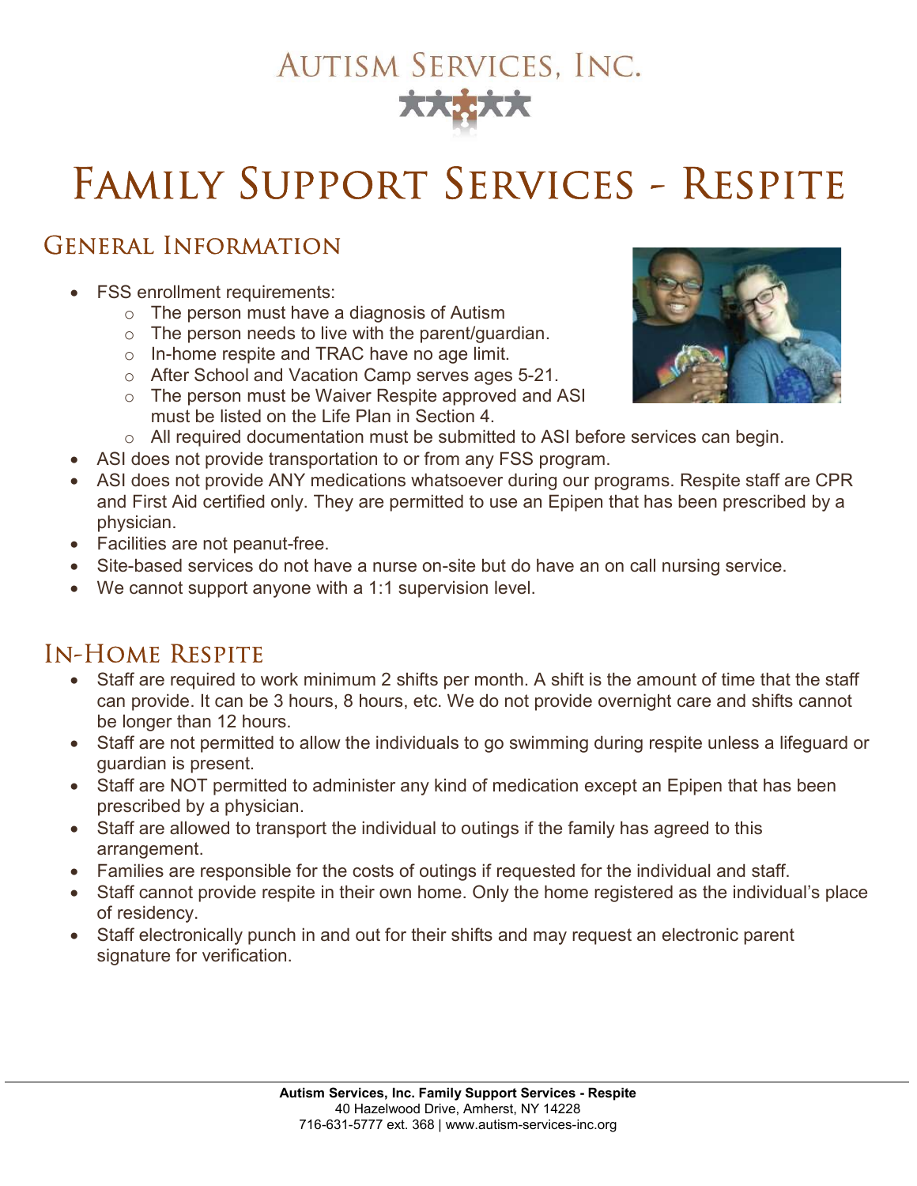# Autism Services, Inc.

# Family Support Services - Respite

## General Information

- FSS enrollment requirements:
  - The person must have a diagnosis of Autism
  - The person needs to live with the parent/guardian.
  - In-home respite and TRAC have no age limit.
  - After School and Vacation Camp serves ages 5-21.
  - The person must be Waiver Respite approved and ASI must be listed on the Life Plan in Section 4.
  - All required documentation must be submitted to ASI before services can begin.
- ASI does not provide transportation to or from any FSS program.
- ASI does not provide ANY medications whatsoever during our programs. Respite staff are CPR and First Aid certified only. They are permitted to use an Epipen that has been prescribed by a physician.
- Facilities are not peanut-free.
- Site-based services do not have a nurse on-site but do have an on call nursing service.
- We cannot support anyone with a 1:1 supervision level.

## In-Home Respite

- Staff are required to work minimum 2 shifts per month. A shift is the amount of time that the staff can provide. It can be 3 hours, 8 hours, etc. We do not provide overnight care and shifts cannot be longer than 12 hours.
- Staff are not permitted to allow the individuals to go swimming during respite unless a lifeguard or guardian is present.
- Staff are NOT permitted to administer any kind of medication except an Epipen that has been prescribed by a physician.
- Staff are allowed to transport the individual to outings if the family has agreed to this arrangement.
- Families are responsible for the costs of outings if requested for the individual and staff.
- Staff cannot provide respite in their own home. Only the home registered as the individual's place of residency.
- Staff electronically punch in and out for their shifts and may request an electronic parent signature for verification.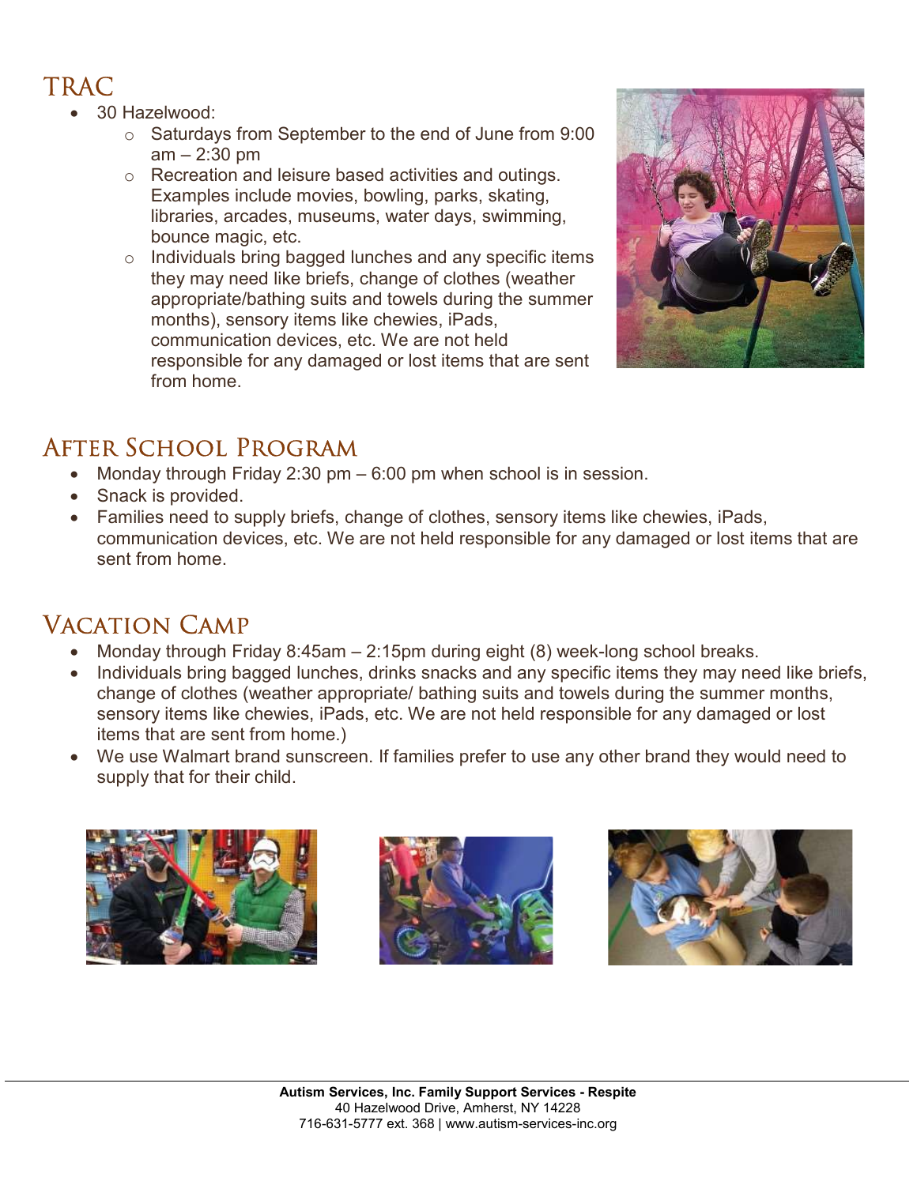## TRAC

- 30 Hazelwood:
  - Saturdays from September to the end of June from 9:00 am – 2:30 pm
  - Recreation and leisure based activities and outings. Examples include movies, bowling, parks, skating, libraries, arcades, museums, water days, swimming, bounce magic, etc.
  - Individuals bring bagged lunches and any specific items they may need like briefs, change of clothes (weather appropriate/bathing suits and towels during the summer months), sensory items like chewies, iPads, communication devices, etc. We are not held responsible for any damaged or lost items that are sent from home.

## After School Program

- Monday through Friday 2:30 pm – 6:00 pm when school is in session.
- Snack is provided.
- Families need to supply briefs, change of clothes, sensory items like chewies, iPads, communication devices, etc. We are not held responsible for any damaged or lost items that are sent from home.

## Vacation Camp

- Monday through Friday 8:45am – 2:15pm during eight (8) week-long school breaks.
- Individuals bring bagged lunches, drinks snacks and any specific items they may need like briefs, change of clothes (weather appropriate/ bathing suits and towels during the summer months, sensory items like chewies, iPads, etc. We are not held responsible for any damaged or lost items that are sent from home.)
- We use Walmart brand sunscreen. If families prefer to use any other brand they would need to supply that for their child.

**Autism Services, Inc. Family Support Services - Respite**
40 Hazelwood Drive, Amherst, NY 14228
716-631-5777 ext. 368 | www.autism-services-inc.org